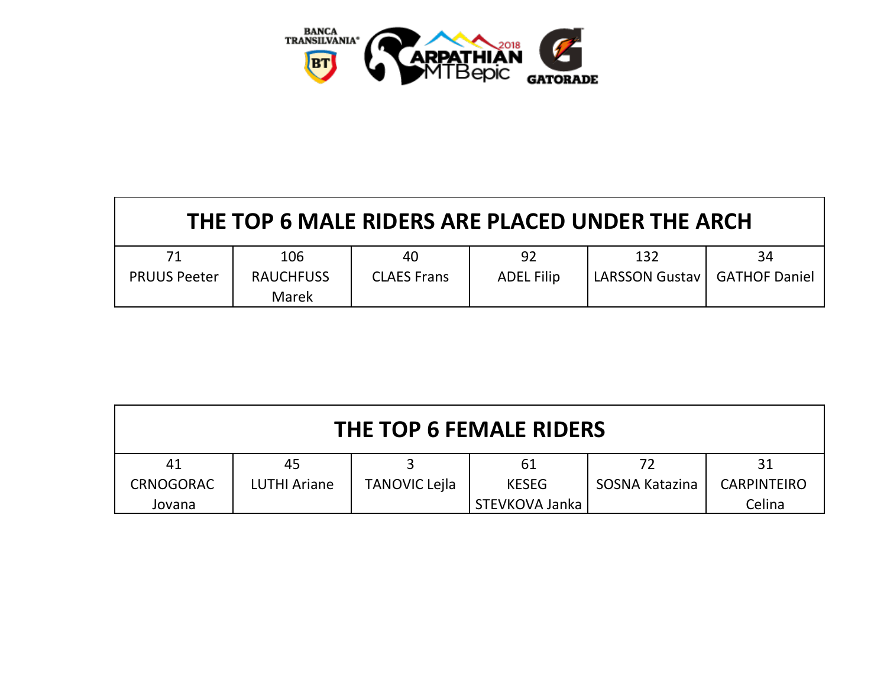| THE TOP 6 MALE RIDERS ARE PLACED UNDER THE ARCH | | | | | |
|---|---|---|---|---|---|
| 71 PRUUS Peeter | 106 RAUCHFUSS Marek | 40 CLAES Frans | 92 ADEL Filip | 132 LARSSON Gustav | 34 GATHOF Daniel |

| THE TOP 6 FEMALE RIDERS | | | | | |
|---|---|---|---|---|---|
| 41 CRNOGORAC Jovana | 45 LUTHI Ariane | 3 TANOVIC Lejla | 61 KESEG STEVKOVA Janka | 72 SOSNA Katazina | 31 CARPINTEIRO Celina |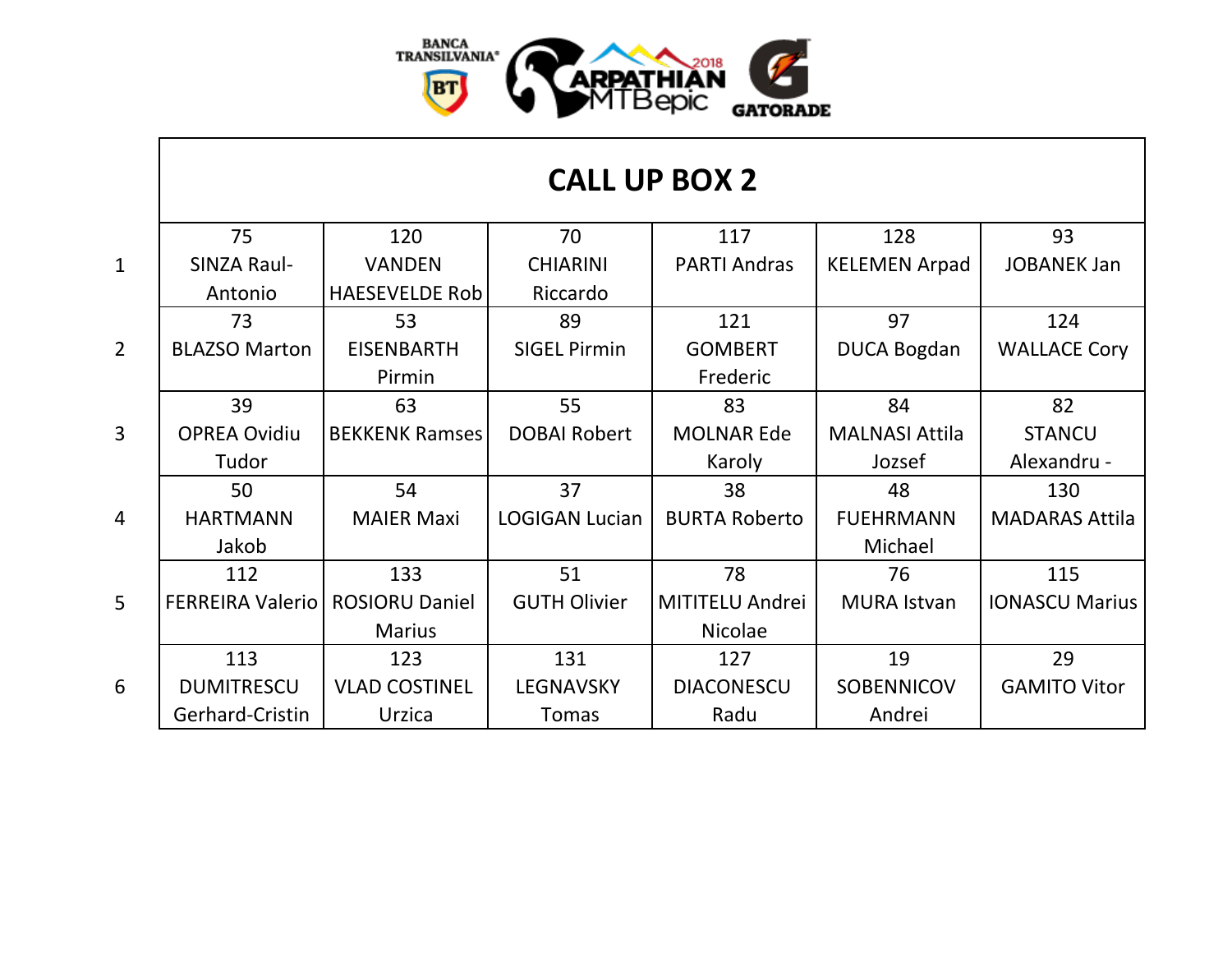# CALL UP BOX 2

| | | | | | | |
|---|---|---|---|---|---|---|
| 1 | 75 SINZA Raul-Antonio | 120 VANDEN HAESEVELDE Rob | 70 CHIARINI Riccardo | 117 PARTI Andras | 128 KELEMEN Arpad | 93 JOBANEK Jan |
| 2 | 73 BLAZSO Marton | 53 EISENBARTH Pirmin | 89 SIGEL Pirmin | 121 GOMBERT Frederic | 97 DUCA Bogdan | 124 WALLACE Cory |
| 3 | 39 OPREA Ovidiu Tudor | 63 BEKKENK Ramses | 55 DOBAI Robert | 83 MOLNAR Ede Karoly | 84 MALNASI Attila Jozsef | 82 STANCU Alexandru - |
| 4 | 50 HARTMANN Jakob | 54 MAIER Maxi | 37 LOGIGAN Lucian | 38 BURTA Roberto | 48 FUEHRMANN Michael | 130 MADARAS Attila |
| 5 | 112 FERREIRA Valerio | 133 ROSIORU Daniel Marius | 51 GUTH Olivier | 78 MITITELU Andrei Nicolae | 76 MURA Istvan | 115 IONASCU Marius |
| 6 | 113 DUMITRESCU Gerhard-Cristin | 123 VLAD COSTINEL Urzica | 131 LEGNAVSKY Tomas | 127 DIACONESCU Radu | 19 SOBENNICOV Andrei | 29 GAMITO Vitor |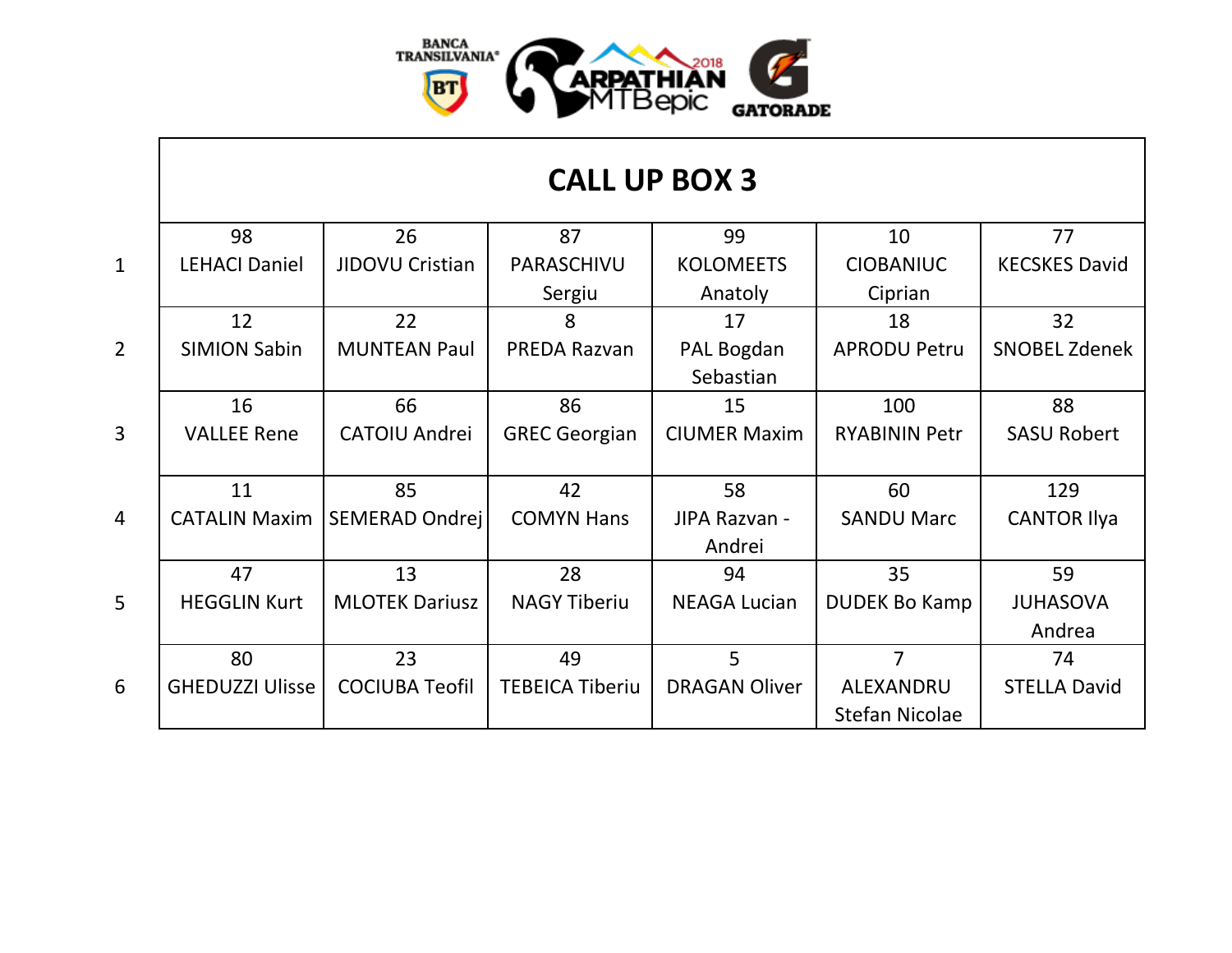# CALL UP BOX 3

| | | | | | | |
|---|---|---|---|---|---|---|
| 1 | 98 LEHACI Daniel | 26 JIDOVU Cristian | 87 PARASCHIVU Sergiu | 99 KOLOMEETS Anatoly | 10 CIOBANIUC Ciprian | 77 KECSKES David |
| 2 | 12 SIMION Sabin | 22 MUNTEAN Paul | 8 PREDA Razvan | 17 PAL Bogdan Sebastian | 18 APRODU Petru | 32 SNOBEL Zdenek |
| 3 | 16 VALLEE Rene | 66 CATOIU Andrei | 86 GREC Georgian | 15 CIUMER Maxim | 100 RYABININ Petr | 88 SASU Robert |
| 4 | 11 CATALIN Maxim | 85 SEMERAD Ondrej | 42 COMYN Hans | 58 JIPA Razvan - Andrei | 60 SANDU Marc | 129 CANTOR Ilya |
| 5 | 47 HEGGLIN Kurt | 13 MLOTEK Dariusz | 28 NAGY Tiberiu | 94 NEAGA Lucian | 35 DUDEK Bo Kamp | 59 JUHASOVA Andrea |
| 6 | 80 GHEDUZZI Ulisse | 23 COCIUBA Teofil | 49 TEBEICA Tiberiu | 5 DRAGAN Oliver | 7 ALEXANDRU Stefan Nicolae | 74 STELLA David |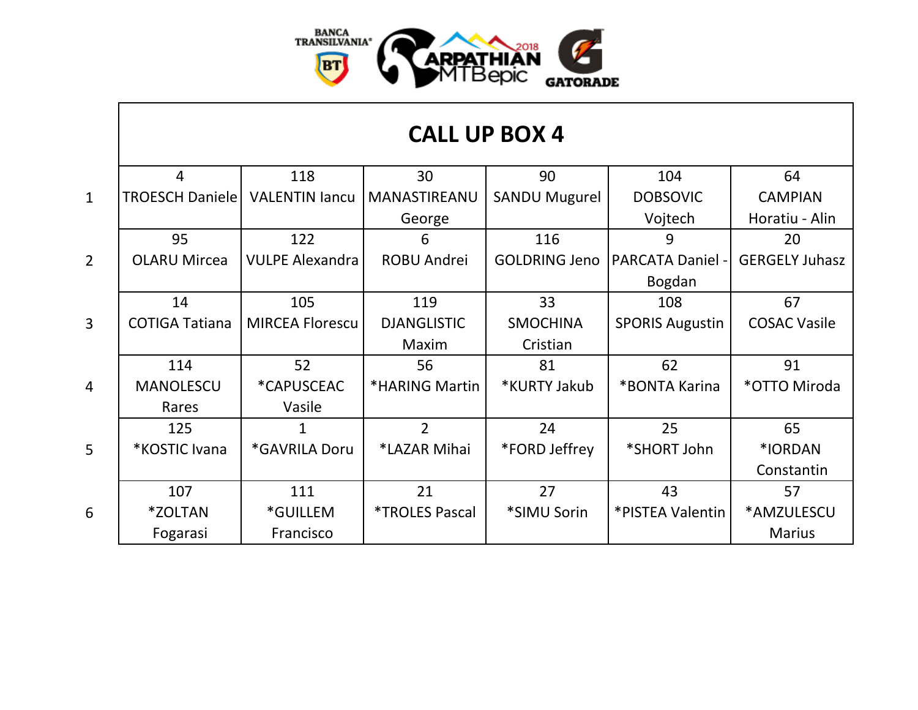# CALL UP BOX 4

| | | | | | | |
|---|---|---|---|---|---|---|
| 1 | 4 TROESCH Daniele | 118 VALENTIN Iancu | 30 MANASTIREANU George | 90 SANDU Mugurel | 104 DOBSOVIC Vojtech | 64 CAMPIAN Horatiu - Alin |
| 2 | 95 OLARU Mircea | 122 VULPE Alexandra | 6 ROBU Andrei | 116 GOLDRING Jeno | 9 PARCATA Daniel - Bogdan | 20 GERGELY Juhasz |
| 3 | 14 COTIGA Tatiana | 105 MIRCEA Florescu | 119 DJANGLISTIC Maxim | 33 SMOCHINA Cristian | 108 SPORIS Augustin | 67 COSAC Vasile |
| 4 | 114 MANOLESCU Rares | 52 *CAPUSCEAC Vasile | 56 *HARING Martin | 81 *KURTY Jakub | 62 *BONTA Karina | 91 *OTTO Miroda |
| 5 | 125 *KOSTIC Ivana | 1 *GAVRILA Doru | 2 *LAZAR Mihai | 24 *FORD Jeffrey | 25 *SHORT John | 65 *IORDAN Constantin |
| 6 | 107 *ZOLTAN Fogarasi | 111 *GUILLEM Francisco | 21 *TROLES Pascal | 27 *SIMU Sorin | 43 *PISTEA Valentin | 57 *AMZULESCU Marius |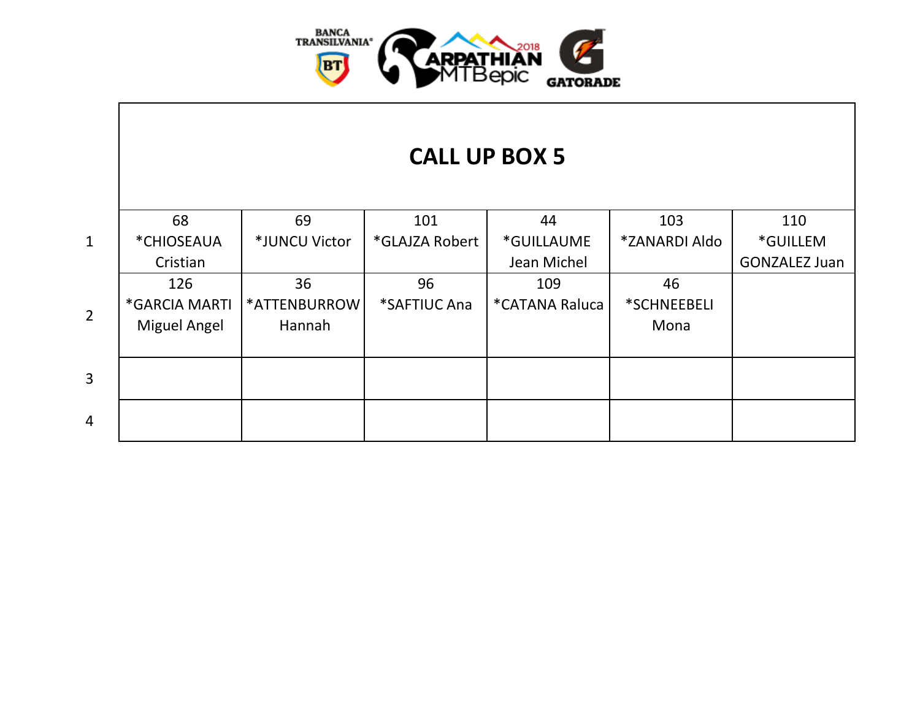# CALL UP BOX 5

| | | | | | | |
|---|---|---|---|---|---|---|
| 1 | 68 *CHIOSEAUA Cristian | 69 *JUNCU Victor | 101 *GLAJZA Robert | 44 *GUILLAUME Jean Michel | 103 *ZANARDI Aldo | 110 *GUILLEM GONZALEZ Juan |
| 2 | 126 *GARCIA MARTI Miguel Angel | 36 *ATTENBURROW Hannah | 96 *SAFTIUC Ana | 109 *CATANA Raluca | 46 *SCHNEEBELI Mona | |
| 3 | | | | | | |
| 4 | | | | | | |